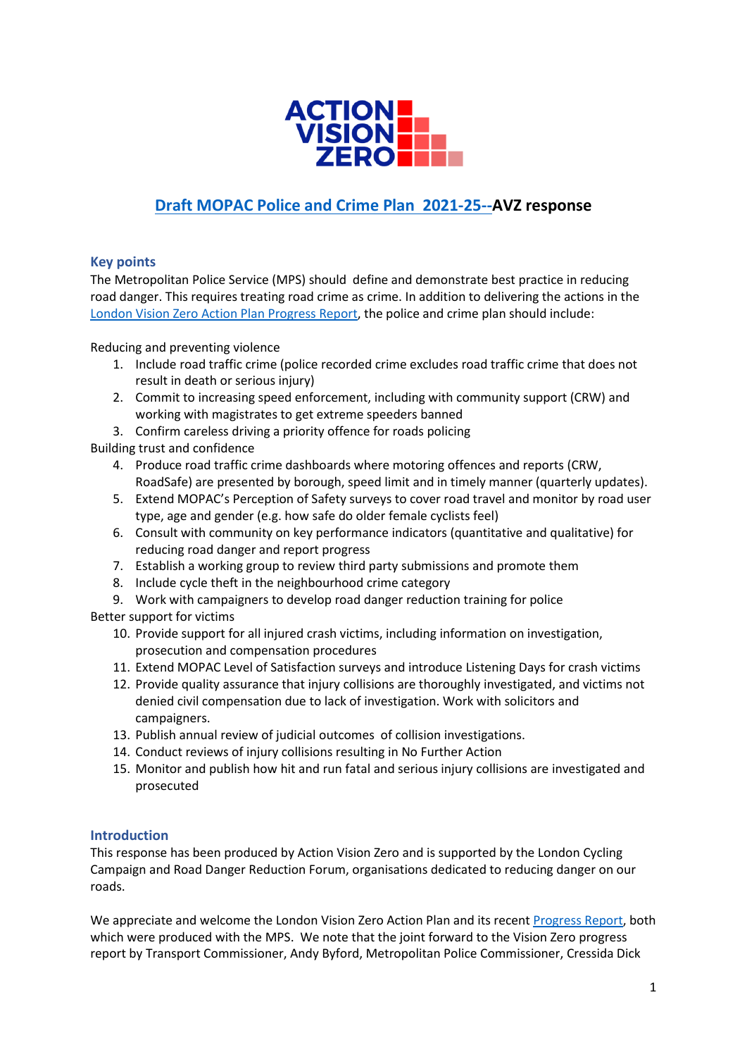ACTION VISION ZERO

# [Draft MOPAC Police and Crime Plan 2021-25--](#)AVZ response

## Key points

The Metropolitan Police Service (MPS) should define and demonstrate best practice in reducing road danger. This requires treating road crime as crime. In addition to delivering the actions in the [London Vision Zero Action Plan Progress Report](#), the police and crime plan should include:

Reducing and preventing violence

1. Include road traffic crime (police recorded crime excludes road traffic crime that does not result in death or serious injury)
2. Commit to increasing speed enforcement, including with community support (CRW) and working with magistrates to get extreme speeders banned
3. Confirm careless driving a priority offence for roads policing

Building trust and confidence

4. Produce road traffic crime dashboards where motoring offences and reports (CRW, RoadSafe) are presented by borough, speed limit and in timely manner (quarterly updates).
5. Extend MOPAC's Perception of Safety surveys to cover road travel and monitor by road user type, age and gender (e.g. how safe do older female cyclists feel)
6. Consult with community on key performance indicators (quantitative and qualitative) for reducing road danger and report progress
7. Establish a working group to review third party submissions and promote them
8. Include cycle theft in the neighbourhood crime category
9. Work with campaigners to develop road danger reduction training for police

Better support for victims

10. Provide support for all injured crash victims, including information on investigation, prosecution and compensation procedures
11. Extend MOPAC Level of Satisfaction surveys and introduce Listening Days for crash victims
12. Provide quality assurance that injury collisions are thoroughly investigated, and victims not denied civil compensation due to lack of investigation. Work with solicitors and campaigners.
13. Publish annual review of judicial outcomes of collision investigations.
14. Conduct reviews of injury collisions resulting in No Further Action
15. Monitor and publish how hit and run fatal and serious injury collisions are investigated and prosecuted

## Introduction

This response has been produced by Action Vision Zero and is supported by the London Cycling Campaign and Road Danger Reduction Forum, organisations dedicated to reducing danger on our roads.

We appreciate and welcome the London Vision Zero Action Plan and its recent [Progress Report](#), both which were produced with the MPS. We note that the joint forward to the Vision Zero progress report by Transport Commissioner, Andy Byford, Metropolitan Police Commissioner, Cressida Dick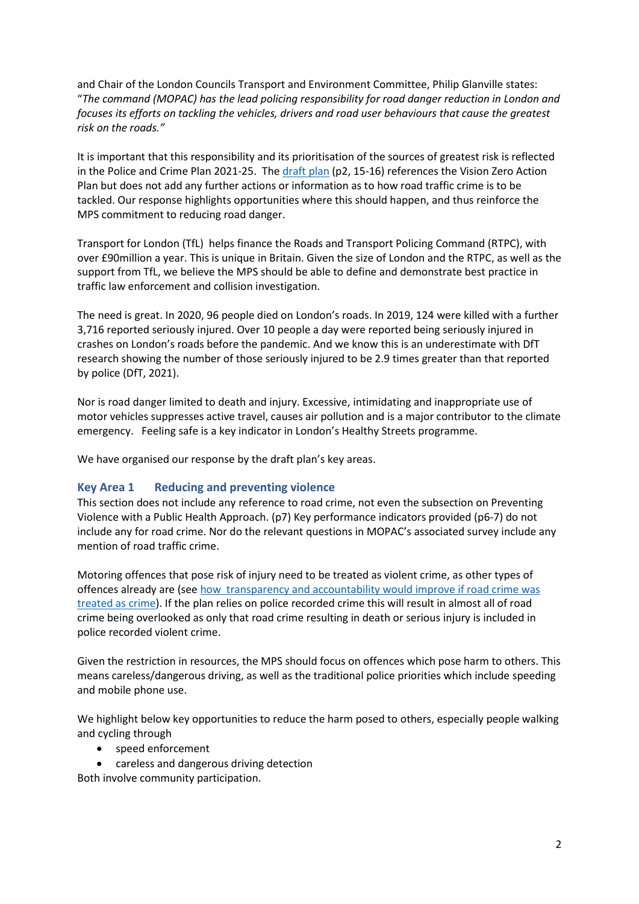and Chair of the London Councils Transport and Environment Committee, Philip Glanville states: "*The command (MOPAC) has the lead policing responsibility for road danger reduction in London and focuses its efforts on tackling the vehicles, drivers and road user behaviours that cause the greatest risk on the roads.*"

It is important that this responsibility and its prioritisation of the sources of greatest risk is reflected in the Police and Crime Plan 2021-25. The draft plan (p2, 15-16) references the Vision Zero Action Plan but does not add any further actions or information as to how road traffic crime is to be tackled. Our response highlights opportunities where this should happen, and thus reinforce the MPS commitment to reducing road danger.

Transport for London (TfL) helps finance the Roads and Transport Policing Command (RTPC), with over £90million a year. This is unique in Britain. Given the size of London and the RTPC, as well as the support from TfL, we believe the MPS should be able to define and demonstrate best practice in traffic law enforcement and collision investigation.

The need is great. In 2020, 96 people died on London's roads. In 2019, 124 were killed with a further 3,716 reported seriously injured. Over 10 people a day were reported being seriously injured in crashes on London's roads before the pandemic. And we know this is an underestimate with DfT research showing the number of those seriously injured to be 2.9 times greater than that reported by police (DfT, 2021).

Nor is road danger limited to death and injury. Excessive, intimidating and inappropriate use of motor vehicles suppresses active travel, causes air pollution and is a major contributor to the climate emergency. Feeling safe is a key indicator in London's Healthy Streets programme.

We have organised our response by the draft plan's key areas.

## Key Area 1 Reducing and preventing violence

This section does not include any reference to road crime, not even the subsection on Preventing Violence with a Public Health Approach. (p7) Key performance indicators provided (p6-7) do not include any for road crime. Nor do the relevant questions in MOPAC's associated survey include any mention of road traffic crime.

Motoring offences that pose risk of injury need to be treated as violent crime, as other types of offences already are (see how transparency and accountability would improve if road crime was treated as crime). If the plan relies on police recorded crime this will result in almost all of road crime being overlooked as only that road crime resulting in death or serious injury is included in police recorded violent crime.

Given the restriction in resources, the MPS should focus on offences which pose harm to others. This means careless/dangerous driving, as well as the traditional police priorities which include speeding and mobile phone use.

We highlight below key opportunities to reduce the harm posed to others, especially people walking and cycling through

- speed enforcement
- careless and dangerous driving detection

Both involve community participation.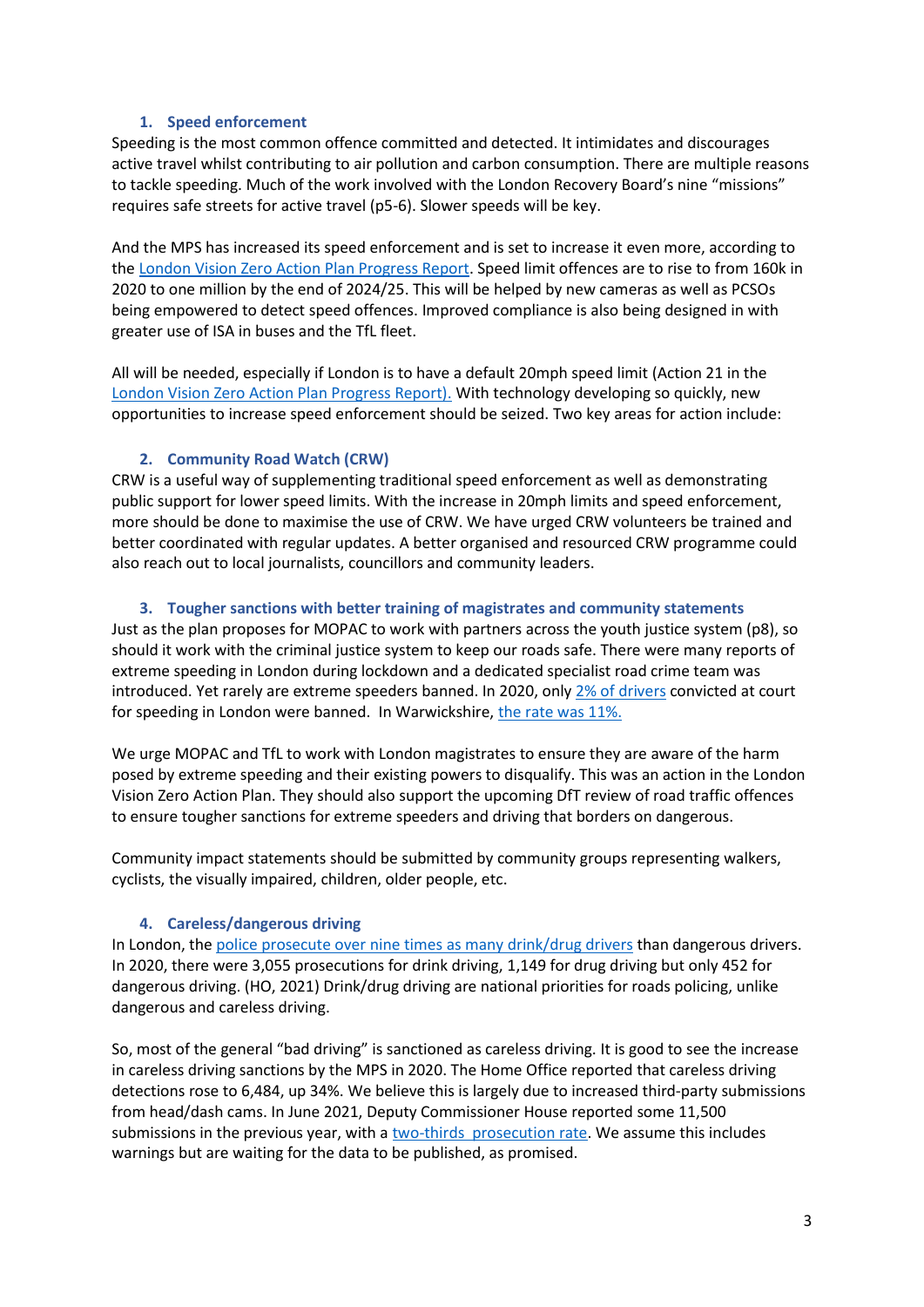## 1. Speed enforcement

Speeding is the most common offence committed and detected. It intimidates and discourages active travel whilst contributing to air pollution and carbon consumption. There are multiple reasons to tackle speeding. Much of the work involved with the London Recovery Board's nine "missions" requires safe streets for active travel (p5-6). Slower speeds will be key.

And the MPS has increased its speed enforcement and is set to increase it even more, according to the London Vision Zero Action Plan Progress Report. Speed limit offences are to rise to from 160k in 2020 to one million by the end of 2024/25. This will be helped by new cameras as well as PCSOs being empowered to detect speed offences. Improved compliance is also being designed in with greater use of ISA in buses and the TfL fleet.

All will be needed, especially if London is to have a default 20mph speed limit (Action 21 in the London Vision Zero Action Plan Progress Report). With technology developing so quickly, new opportunities to increase speed enforcement should be seized. Two key areas for action include:

## 2. Community Road Watch (CRW)

CRW is a useful way of supplementing traditional speed enforcement as well as demonstrating public support for lower speed limits. With the increase in 20mph limits and speed enforcement, more should be done to maximise the use of CRW. We have urged CRW volunteers be trained and better coordinated with regular updates. A better organised and resourced CRW programme could also reach out to local journalists, councillors and community leaders.

## 3. Tougher sanctions with better training of magistrates and community statements

Just as the plan proposes for MOPAC to work with partners across the youth justice system (p8), so should it work with the criminal justice system to keep our roads safe. There were many reports of extreme speeding in London during lockdown and a dedicated specialist road crime team was introduced. Yet rarely are extreme speeders banned. In 2020, only 2% of drivers convicted at court for speeding in London were banned. In Warwickshire, the rate was 11%.

We urge MOPAC and TfL to work with London magistrates to ensure they are aware of the harm posed by extreme speeding and their existing powers to disqualify. This was an action in the London Vision Zero Action Plan. They should also support the upcoming DfT review of road traffic offences to ensure tougher sanctions for extreme speeders and driving that borders on dangerous.

Community impact statements should be submitted by community groups representing walkers, cyclists, the visually impaired, children, older people, etc.

## 4. Careless/dangerous driving

In London, the police prosecute over nine times as many drink/drug drivers than dangerous drivers. In 2020, there were 3,055 prosecutions for drink driving, 1,149 for drug driving but only 452 for dangerous driving. (HO, 2021) Drink/drug driving are national priorities for roads policing, unlike dangerous and careless driving.

So, most of the general "bad driving" is sanctioned as careless driving. It is good to see the increase in careless driving sanctions by the MPS in 2020. The Home Office reported that careless driving detections rose to 6,484, up 34%. We believe this is largely due to increased third-party submissions from head/dash cams. In June 2021, Deputy Commissioner House reported some 11,500 submissions in the previous year, with a two-thirds prosecution rate. We assume this includes warnings but are waiting for the data to be published, as promised.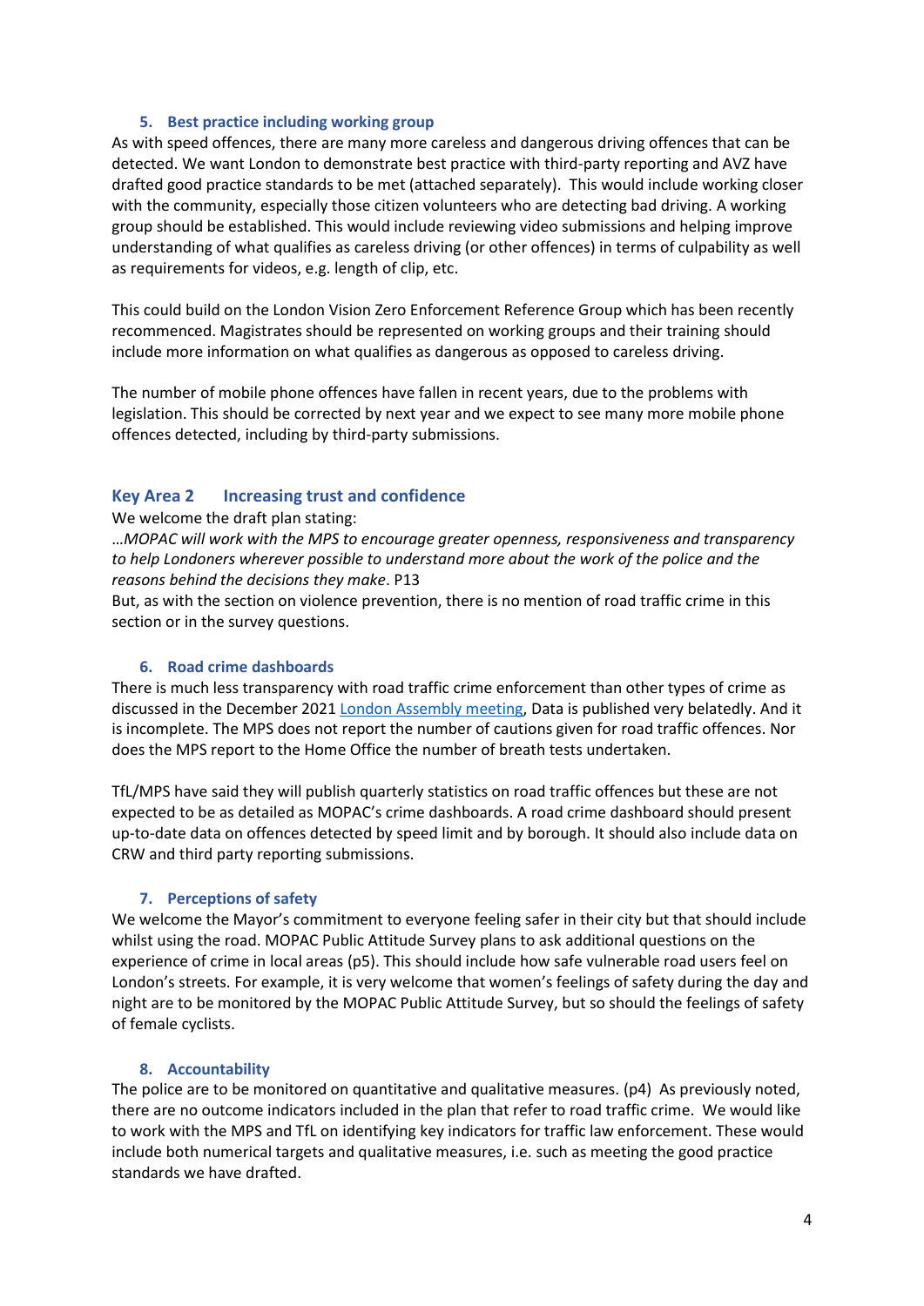### 5. Best practice including working group

As with speed offences, there are many more careless and dangerous driving offences that can be detected. We want London to demonstrate best practice with third-party reporting and AVZ have drafted good practice standards to be met (attached separately). This would include working closer with the community, especially those citizen volunteers who are detecting bad driving. A working group should be established. This would include reviewing video submissions and helping improve understanding of what qualifies as careless driving (or other offences) in terms of culpability as well as requirements for videos, e.g. length of clip, etc.

This could build on the London Vision Zero Enforcement Reference Group which has been recently recommenced. Magistrates should be represented on working groups and their training should include more information on what qualifies as dangerous as opposed to careless driving.

The number of mobile phone offences have fallen in recent years, due to the problems with legislation. This should be corrected by next year and we expect to see many more mobile phone offences detected, including by third-party submissions.

## Key Area 2 Increasing trust and confidence

We welcome the draft plan stating:

…*MOPAC will work with the MPS to encourage greater openness, responsiveness and transparency to help Londoners wherever possible to understand more about the work of the police and the reasons behind the decisions they make*. P13

But, as with the section on violence prevention, there is no mention of road traffic crime in this section or in the survey questions.

### 6. Road crime dashboards

There is much less transparency with road traffic crime enforcement than other types of crime as discussed in the December 2021 London Assembly meeting, Data is published very belatedly. And it is incomplete. The MPS does not report the number of cautions given for road traffic offences. Nor does the MPS report to the Home Office the number of breath tests undertaken.

TfL/MPS have said they will publish quarterly statistics on road traffic offences but these are not expected to be as detailed as MOPAC's crime dashboards. A road crime dashboard should present up-to-date data on offences detected by speed limit and by borough. It should also include data on CRW and third party reporting submissions.

### 7. Perceptions of safety

We welcome the Mayor's commitment to everyone feeling safer in their city but that should include whilst using the road. MOPAC Public Attitude Survey plans to ask additional questions on the experience of crime in local areas (p5). This should include how safe vulnerable road users feel on London's streets. For example, it is very welcome that women's feelings of safety during the day and night are to be monitored by the MOPAC Public Attitude Survey, but so should the feelings of safety of female cyclists.

### 8. Accountability

The police are to be monitored on quantitative and qualitative measures. (p4) As previously noted, there are no outcome indicators included in the plan that refer to road traffic crime. We would like to work with the MPS and TfL on identifying key indicators for traffic law enforcement. These would include both numerical targets and qualitative measures, i.e. such as meeting the good practice standards we have drafted.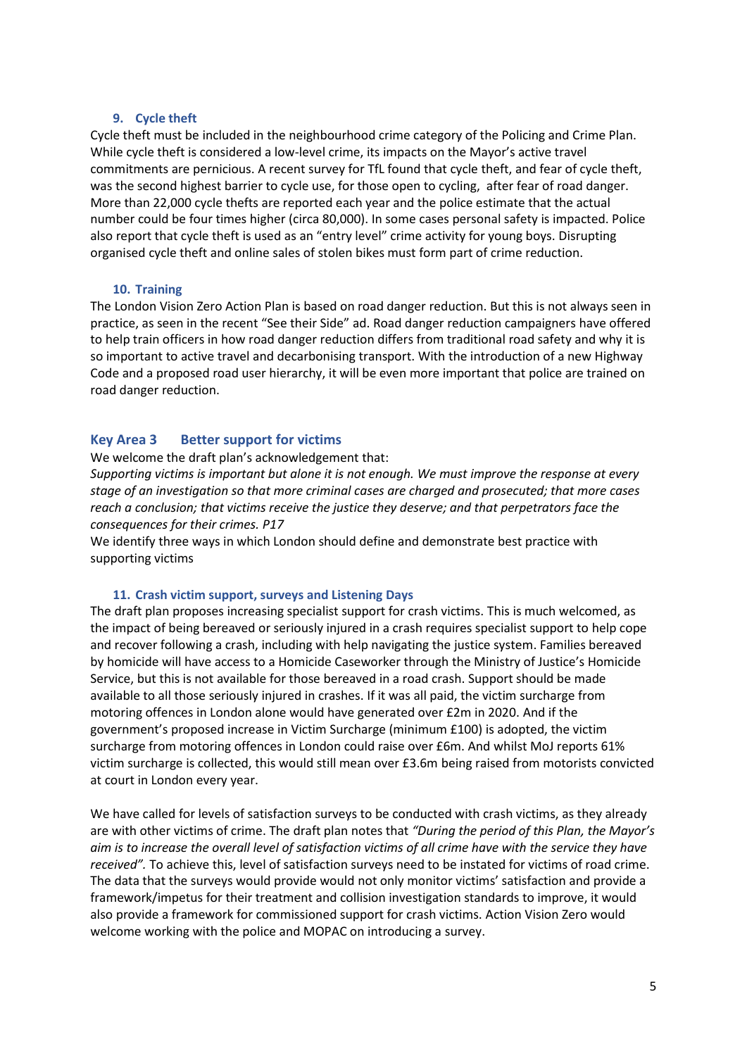### 9. Cycle theft

Cycle theft must be included in the neighbourhood crime category of the Policing and Crime Plan. While cycle theft is considered a low-level crime, its impacts on the Mayor's active travel commitments are pernicious. A recent survey for TfL found that cycle theft, and fear of cycle theft, was the second highest barrier to cycle use, for those open to cycling, after fear of road danger. More than 22,000 cycle thefts are reported each year and the police estimate that the actual number could be four times higher (circa 80,000). In some cases personal safety is impacted. Police also report that cycle theft is used as an "entry level" crime activity for young boys. Disrupting organised cycle theft and online sales of stolen bikes must form part of crime reduction.

### 10. Training

The London Vision Zero Action Plan is based on road danger reduction. But this is not always seen in practice, as seen in the recent "See their Side" ad. Road danger reduction campaigners have offered to help train officers in how road danger reduction differs from traditional road safety and why it is so important to active travel and decarbonising transport. With the introduction of a new Highway Code and a proposed road user hierarchy, it will be even more important that police are trained on road danger reduction.

## Key Area 3 Better support for victims

We welcome the draft plan's acknowledgement that:

*Supporting victims is important but alone it is not enough. We must improve the response at every stage of an investigation so that more criminal cases are charged and prosecuted; that more cases reach a conclusion; that victims receive the justice they deserve; and that perpetrators face the consequences for their crimes. P17*

We identify three ways in which London should define and demonstrate best practice with supporting victims

### 11. Crash victim support, surveys and Listening Days

The draft plan proposes increasing specialist support for crash victims. This is much welcomed, as the impact of being bereaved or seriously injured in a crash requires specialist support to help cope and recover following a crash, including with help navigating the justice system. Families bereaved by homicide will have access to a Homicide Caseworker through the Ministry of Justice's Homicide Service, but this is not available for those bereaved in a road crash. Support should be made available to all those seriously injured in crashes. If it was all paid, the victim surcharge from motoring offences in London alone would have generated over £2m in 2020. And if the government's proposed increase in Victim Surcharge (minimum £100) is adopted, the victim surcharge from motoring offences in London could raise over £6m. And whilst MoJ reports 61% victim surcharge is collected, this would still mean over £3.6m being raised from motorists convicted at court in London every year.

We have called for levels of satisfaction surveys to be conducted with crash victims, as they already are with other victims of crime. The draft plan notes that *"During the period of this Plan, the Mayor's aim is to increase the overall level of satisfaction victims of all crime have with the service they have received".* To achieve this, level of satisfaction surveys need to be instated for victims of road crime. The data that the surveys would provide would not only monitor victims' satisfaction and provide a framework/impetus for their treatment and collision investigation standards to improve, it would also provide a framework for commissioned support for crash victims. Action Vision Zero would welcome working with the police and MOPAC on introducing a survey.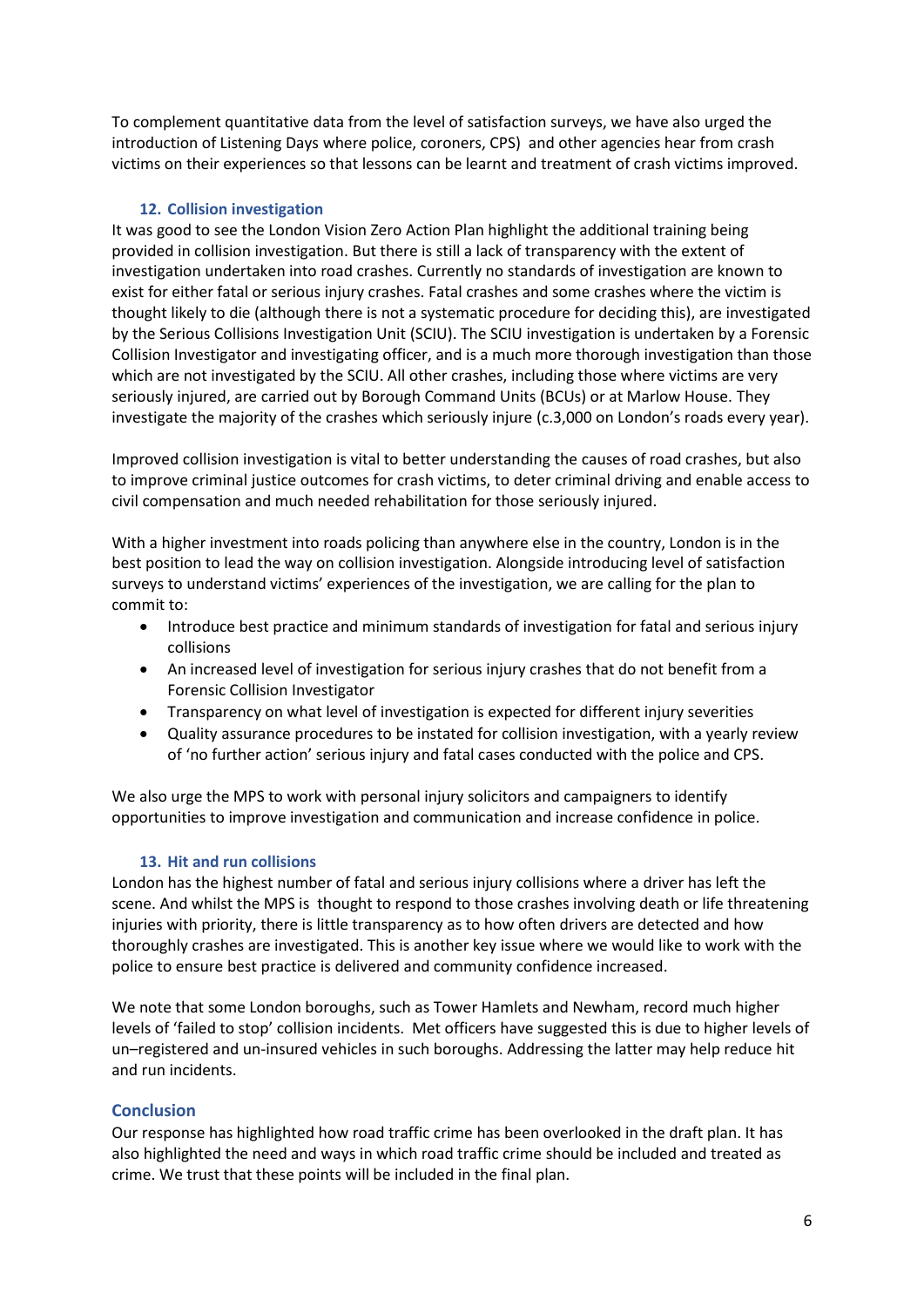To complement quantitative data from the level of satisfaction surveys, we have also urged the introduction of Listening Days where police, coroners, CPS) and other agencies hear from crash victims on their experiences so that lessons can be learnt and treatment of crash victims improved.

### 12. Collision investigation

It was good to see the London Vision Zero Action Plan highlight the additional training being provided in collision investigation. But there is still a lack of transparency with the extent of investigation undertaken into road crashes. Currently no standards of investigation are known to exist for either fatal or serious injury crashes. Fatal crashes and some crashes where the victim is thought likely to die (although there is not a systematic procedure for deciding this), are investigated by the Serious Collisions Investigation Unit (SCIU). The SCIU investigation is undertaken by a Forensic Collision Investigator and investigating officer, and is a much more thorough investigation than those which are not investigated by the SCIU. All other crashes, including those where victims are very seriously injured, are carried out by Borough Command Units (BCUs) or at Marlow House. They investigate the majority of the crashes which seriously injure (c.3,000 on London's roads every year).

Improved collision investigation is vital to better understanding the causes of road crashes, but also to improve criminal justice outcomes for crash victims, to deter criminal driving and enable access to civil compensation and much needed rehabilitation for those seriously injured.

With a higher investment into roads policing than anywhere else in the country, London is in the best position to lead the way on collision investigation. Alongside introducing level of satisfaction surveys to understand victims' experiences of the investigation, we are calling for the plan to commit to:

- Introduce best practice and minimum standards of investigation for fatal and serious injury collisions
- An increased level of investigation for serious injury crashes that do not benefit from a Forensic Collision Investigator
- Transparency on what level of investigation is expected for different injury severities
- Quality assurance procedures to be instated for collision investigation, with a yearly review of 'no further action' serious injury and fatal cases conducted with the police and CPS.

We also urge the MPS to work with personal injury solicitors and campaigners to identify opportunities to improve investigation and communication and increase confidence in police.

### 13. Hit and run collisions

London has the highest number of fatal and serious injury collisions where a driver has left the scene. And whilst the MPS is thought to respond to those crashes involving death or life threatening injuries with priority, there is little transparency as to how often drivers are detected and how thoroughly crashes are investigated. This is another key issue where we would like to work with the police to ensure best practice is delivered and community confidence increased.

We note that some London boroughs, such as Tower Hamlets and Newham, record much higher levels of 'failed to stop' collision incidents. Met officers have suggested this is due to higher levels of un–registered and un-insured vehicles in such boroughs. Addressing the latter may help reduce hit and run incidents.

## Conclusion

Our response has highlighted how road traffic crime has been overlooked in the draft plan. It has also highlighted the need and ways in which road traffic crime should be included and treated as crime. We trust that these points will be included in the final plan.